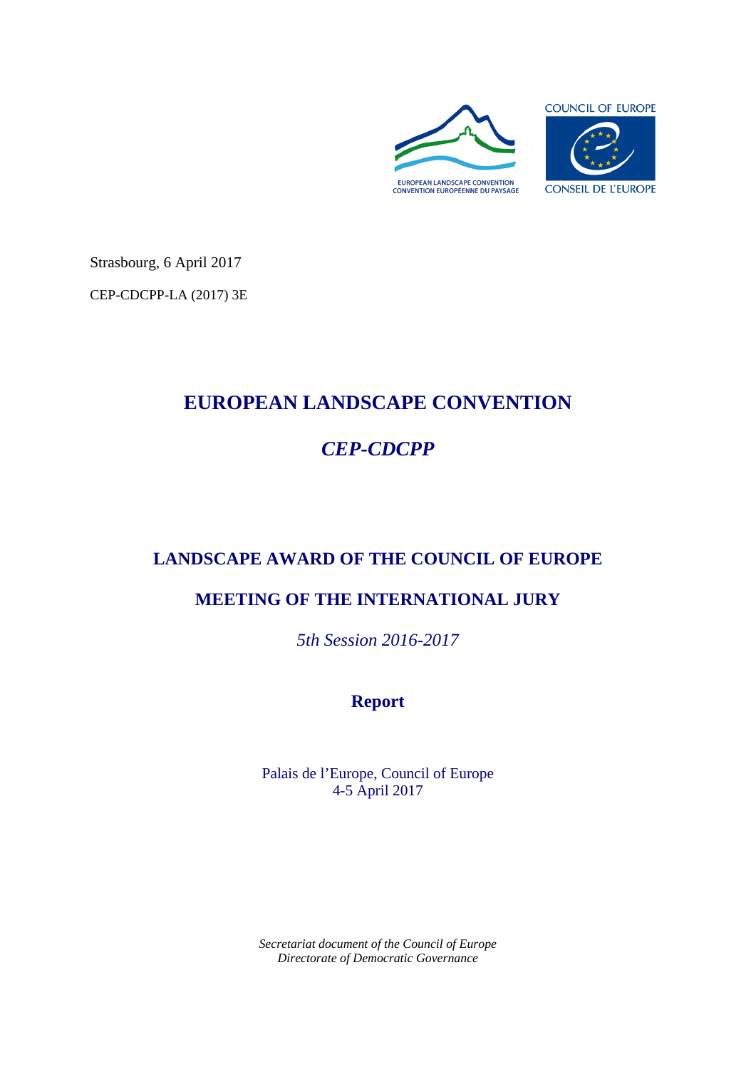EUROPEAN LANDSCAPE CONVENTION
CONVENTION EUROPÉENNE DU PAYSAGE

COUNCIL OF EUROPE
CONSEIL DE L'EUROPE

Strasbourg, 6 April 2017

CEP-CDCPP-LA (2017) 3E

# EUROPEAN LANDSCAPE CONVENTION

## *CEP-CDCPP*

## LANDSCAPE AWARD OF THE COUNCIL OF EUROPE

## MEETING OF THE INTERNATIONAL JURY

*5th Session 2016-2017*

## Report

Palais de l'Europe, Council of Europe
4-5 April 2017

*Secretariat document of the Council of Europe*
*Directorate of Democratic Governance*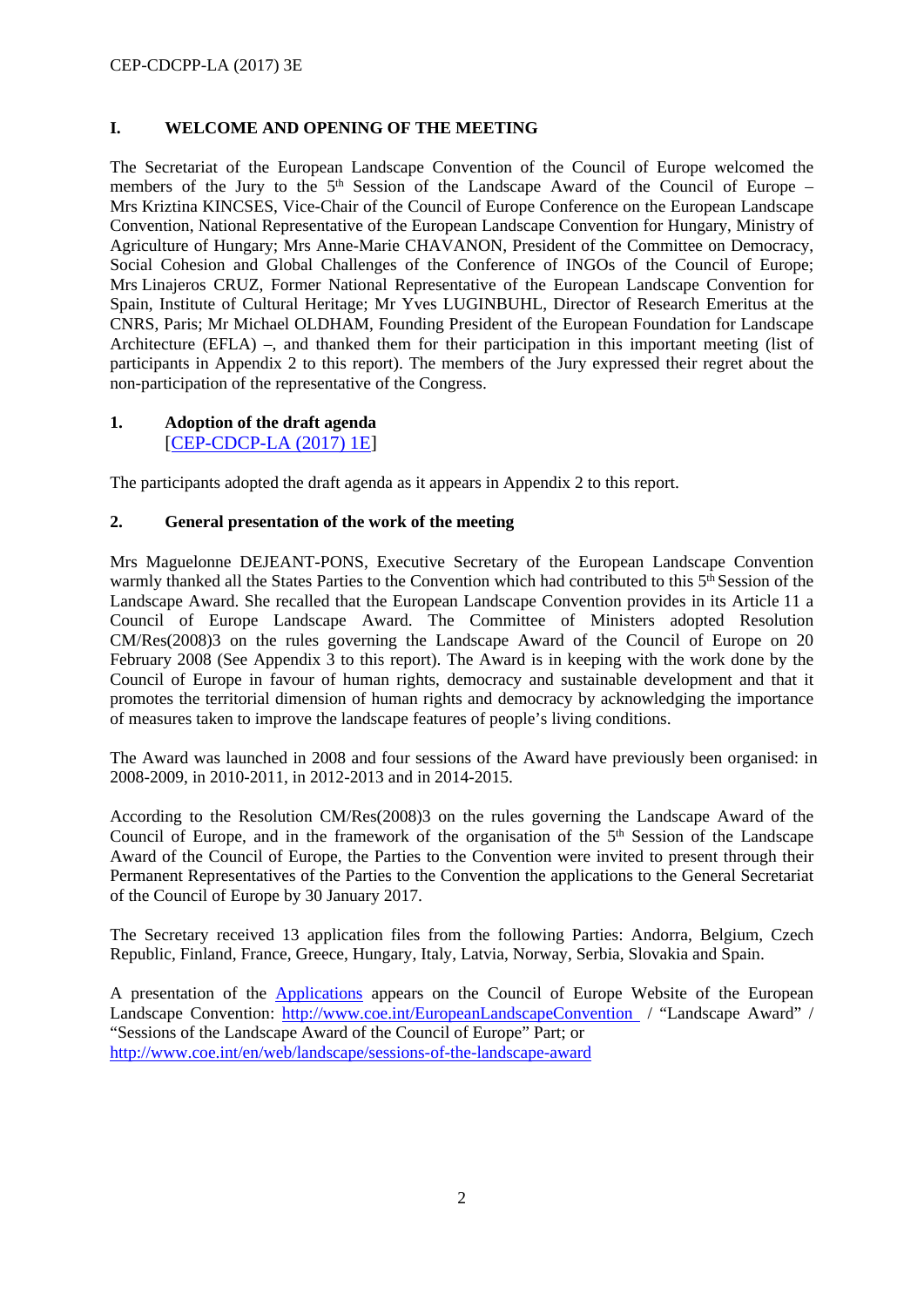## I. WELCOME AND OPENING OF THE MEETING

The Secretariat of the European Landscape Convention of the Council of Europe welcomed the members of the Jury to the 5th Session of the Landscape Award of the Council of Europe – Mrs Kriztina KINCSES, Vice-Chair of the Council of Europe Conference on the European Landscape Convention, National Representative of the European Landscape Convention for Hungary, Ministry of Agriculture of Hungary; Mrs Anne-Marie CHAVANON, President of the Committee on Democracy, Social Cohesion and Global Challenges of the Conference of INGOs of the Council of Europe; Mrs Linajeros CRUZ, Former National Representative of the European Landscape Convention for Spain, Institute of Cultural Heritage; Mr Yves LUGINBUHL, Director of Research Emeritus at the CNRS, Paris; Mr Michael OLDHAM, Founding President of the European Foundation for Landscape Architecture (EFLA) –, and thanked them for their participation in this important meeting (list of participants in Appendix 2 to this report). The members of the Jury expressed their regret about the non-participation of the representative of the Congress.

### 1. Adoption of the draft agenda

[CEP-CDCP-LA (2017) 1E]

The participants adopted the draft agenda as it appears in Appendix 2 to this report.

### 2. General presentation of the work of the meeting

Mrs Maguelonne DEJEANT-PONS, Executive Secretary of the European Landscape Convention warmly thanked all the States Parties to the Convention which had contributed to this 5th Session of the Landscape Award. She recalled that the European Landscape Convention provides in its Article 11 a Council of Europe Landscape Award. The Committee of Ministers adopted Resolution CM/Res(2008)3 on the rules governing the Landscape Award of the Council of Europe on 20 February 2008 (See Appendix 3 to this report). The Award is in keeping with the work done by the Council of Europe in favour of human rights, democracy and sustainable development and that it promotes the territorial dimension of human rights and democracy by acknowledging the importance of measures taken to improve the landscape features of people's living conditions.

The Award was launched in 2008 and four sessions of the Award have previously been organised: in 2008-2009, in 2010-2011, in 2012-2013 and in 2014-2015.

According to the Resolution CM/Res(2008)3 on the rules governing the Landscape Award of the Council of Europe, and in the framework of the organisation of the 5th Session of the Landscape Award of the Council of Europe, the Parties to the Convention were invited to present through their Permanent Representatives of the Parties to the Convention the applications to the General Secretariat of the Council of Europe by 30 January 2017.

The Secretary received 13 application files from the following Parties: Andorra, Belgium, Czech Republic, Finland, France, Greece, Hungary, Italy, Latvia, Norway, Serbia, Slovakia and Spain.

A presentation of the Applications appears on the Council of Europe Website of the European Landscape Convention: http://www.coe.int/EuropeanLandscapeConvention / "Landscape Award" / "Sessions of the Landscape Award of the Council of Europe" Part; or http://www.coe.int/en/web/landscape/sessions-of-the-landscape-award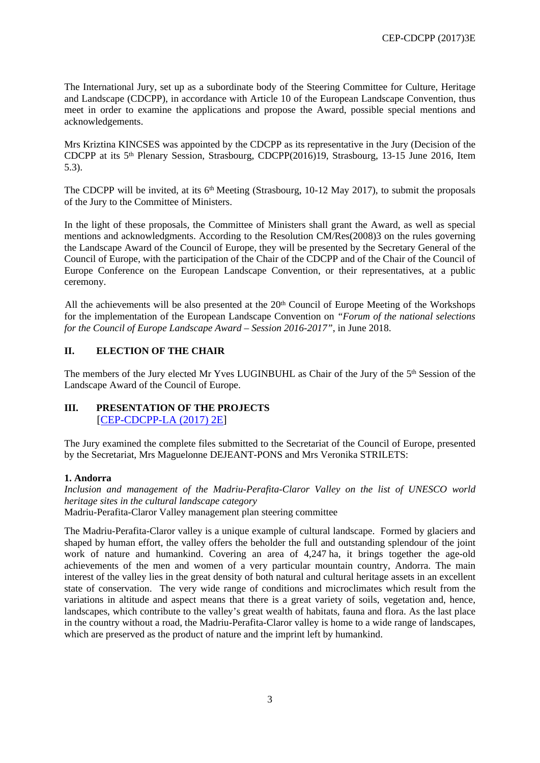The International Jury, set up as a subordinate body of the Steering Committee for Culture, Heritage and Landscape (CDCPP), in accordance with Article 10 of the European Landscape Convention, thus meet in order to examine the applications and propose the Award, possible special mentions and acknowledgements.

Mrs Kriztina KINCSES was appointed by the CDCPP as its representative in the Jury (Decision of the CDCPP at its 5th Plenary Session, Strasbourg, CDCPP(2016)19, Strasbourg, 13-15 June 2016, Item 5.3).

The CDCPP will be invited, at its 6th Meeting (Strasbourg, 10-12 May 2017), to submit the proposals of the Jury to the Committee of Ministers.

In the light of these proposals, the Committee of Ministers shall grant the Award, as well as special mentions and acknowledgments. According to the Resolution CM/Res(2008)3 on the rules governing the Landscape Award of the Council of Europe, they will be presented by the Secretary General of the Council of Europe, with the participation of the Chair of the CDCPP and of the Chair of the Council of Europe Conference on the European Landscape Convention, or their representatives, at a public ceremony.

All the achievements will be also presented at the 20th Council of Europe Meeting of the Workshops for the implementation of the European Landscape Convention on *"Forum of the national selections for the Council of Europe Landscape Award – Session 2016-2017"*, in June 2018.

## II. ELECTION OF THE CHAIR

The members of the Jury elected Mr Yves LUGINBUHL as Chair of the Jury of the 5th Session of the Landscape Award of the Council of Europe.

## III. PRESENTATION OF THE PROJECTS
[CEP-CDCPP-LA (2017) 2E]

The Jury examined the complete files submitted to the Secretariat of the Council of Europe, presented by the Secretariat, Mrs Maguelonne DEJEANT-PONS and Mrs Veronika STRILETS:

**1. Andorra**

*Inclusion and management of the Madriu-Perafita-Claror Valley on the list of UNESCO world heritage sites in the cultural landscape category*
Madriu-Perafita-Claror Valley management plan steering committee

The Madriu-Perafita-Claror valley is a unique example of cultural landscape. Formed by glaciers and shaped by human effort, the valley offers the beholder the full and outstanding splendour of the joint work of nature and humankind. Covering an area of 4,247 ha, it brings together the age-old achievements of the men and women of a very particular mountain country, Andorra. The main interest of the valley lies in the great density of both natural and cultural heritage assets in an excellent state of conservation. The very wide range of conditions and microclimates which result from the variations in altitude and aspect means that there is a great variety of soils, vegetation and, hence, landscapes, which contribute to the valley's great wealth of habitats, fauna and flora. As the last place in the country without a road, the Madriu-Perafita-Claror valley is home to a wide range of landscapes, which are preserved as the product of nature and the imprint left by humankind.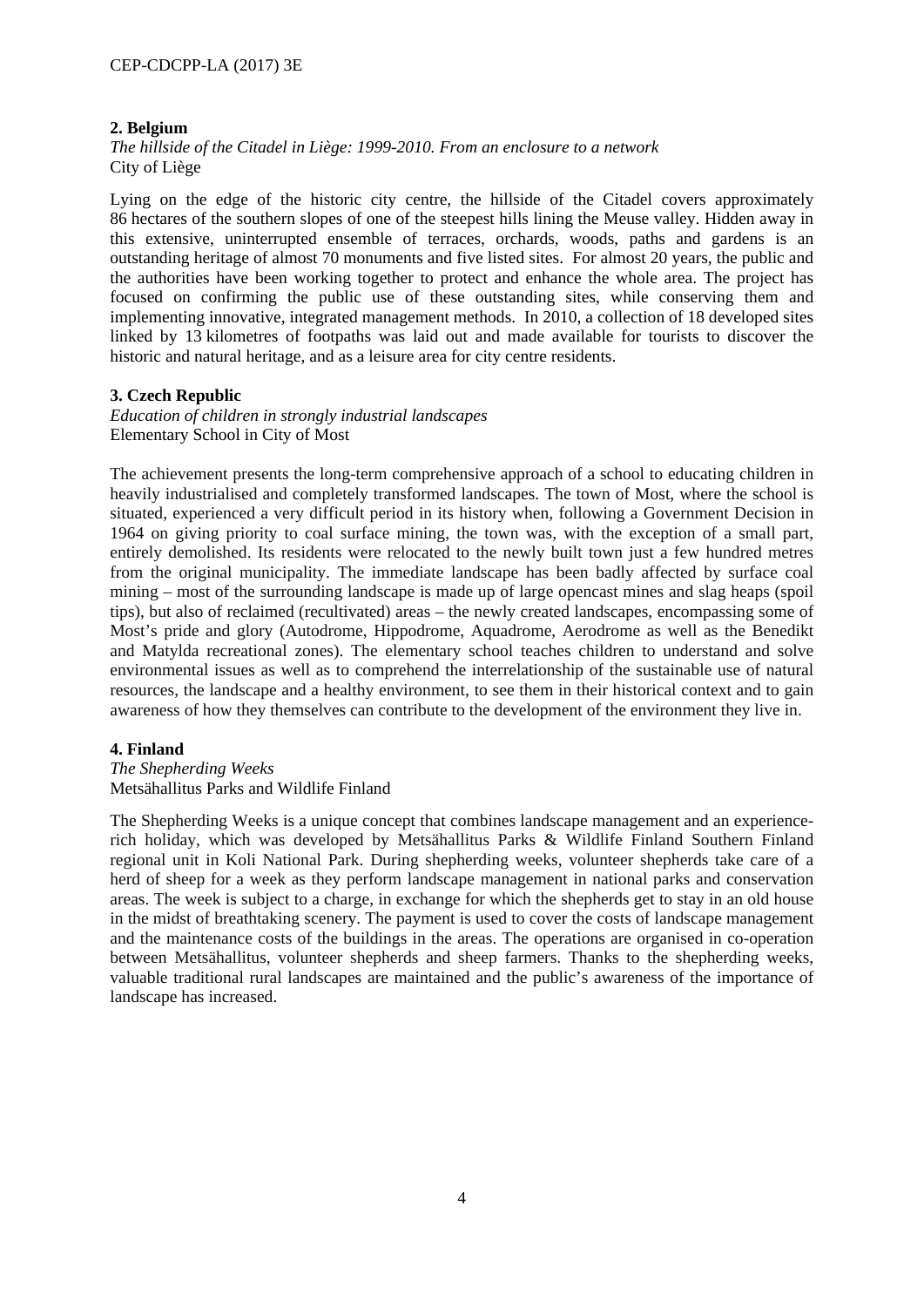**2. Belgium**

*The hillside of the Citadel in Liège: 1999-2010. From an enclosure to a network*
City of Liège

Lying on the edge of the historic city centre, the hillside of the Citadel covers approximately 86 hectares of the southern slopes of one of the steepest hills lining the Meuse valley. Hidden away in this extensive, uninterrupted ensemble of terraces, orchards, woods, paths and gardens is an outstanding heritage of almost 70 monuments and five listed sites. For almost 20 years, the public and the authorities have been working together to protect and enhance the whole area. The project has focused on confirming the public use of these outstanding sites, while conserving them and implementing innovative, integrated management methods. In 2010, a collection of 18 developed sites linked by 13 kilometres of footpaths was laid out and made available for tourists to discover the historic and natural heritage, and as a leisure area for city centre residents.

**3. Czech Republic**

*Education of children in strongly industrial landscapes*
Elementary School in City of Most

The achievement presents the long-term comprehensive approach of a school to educating children in heavily industrialised and completely transformed landscapes. The town of Most, where the school is situated, experienced a very difficult period in its history when, following a Government Decision in 1964 on giving priority to coal surface mining, the town was, with the exception of a small part, entirely demolished. Its residents were relocated to the newly built town just a few hundred metres from the original municipality. The immediate landscape has been badly affected by surface coal mining – most of the surrounding landscape is made up of large opencast mines and slag heaps (spoil tips), but also of reclaimed (recultivated) areas – the newly created landscapes, encompassing some of Most's pride and glory (Autodrome, Hippodrome, Aquadrome, Aerodrome as well as the Benedikt and Matylda recreational zones). The elementary school teaches children to understand and solve environmental issues as well as to comprehend the interrelationship of the sustainable use of natural resources, the landscape and a healthy environment, to see them in their historical context and to gain awareness of how they themselves can contribute to the development of the environment they live in.

**4. Finland**

*The Shepherding Weeks*
Metsähallitus Parks and Wildlife Finland

The Shepherding Weeks is a unique concept that combines landscape management and an experience-rich holiday, which was developed by Metsähallitus Parks & Wildlife Finland Southern Finland regional unit in Koli National Park. During shepherding weeks, volunteer shepherds take care of a herd of sheep for a week as they perform landscape management in national parks and conservation areas. The week is subject to a charge, in exchange for which the shepherds get to stay in an old house in the midst of breathtaking scenery. The payment is used to cover the costs of landscape management and the maintenance costs of the buildings in the areas. The operations are organised in co-operation between Metsähallitus, volunteer shepherds and sheep farmers. Thanks to the shepherding weeks, valuable traditional rural landscapes are maintained and the public's awareness of the importance of landscape has increased.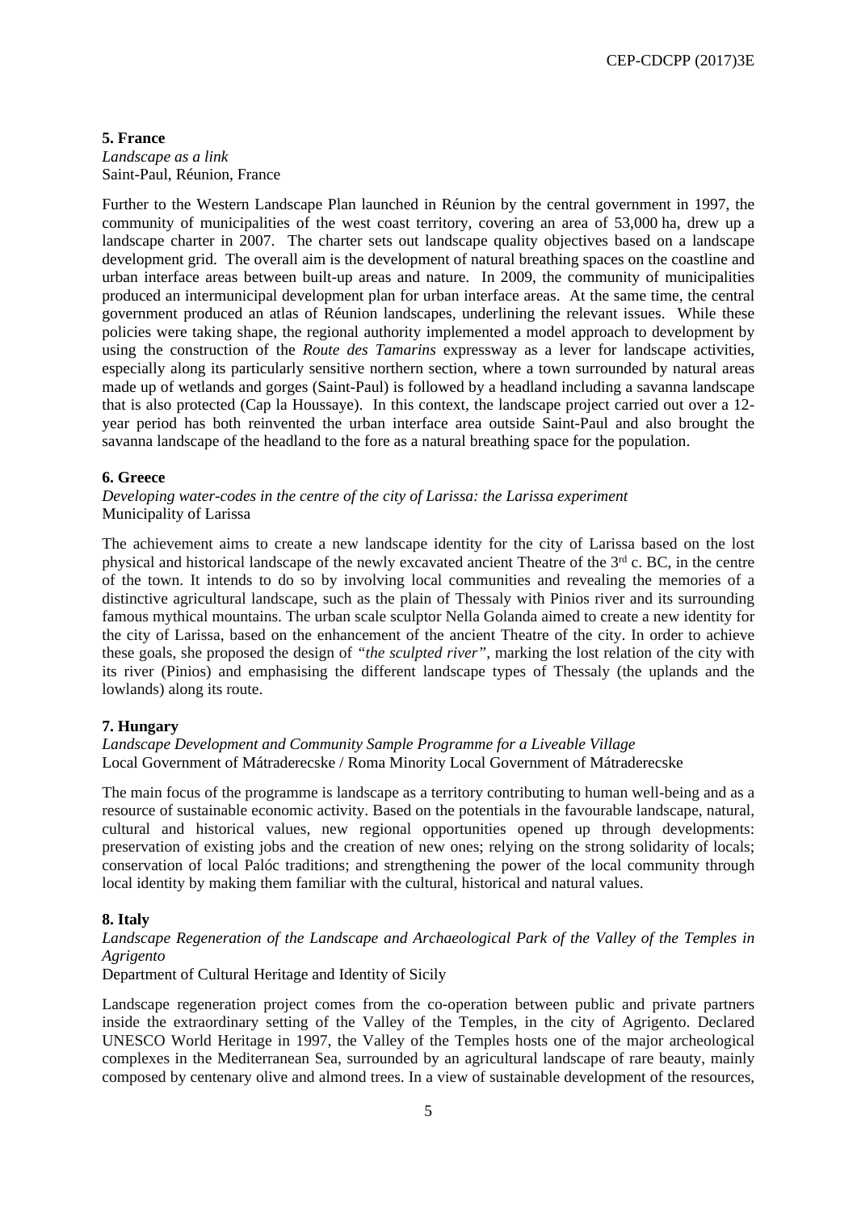**5. France**
*Landscape as a link*
Saint-Paul, Réunion, France

Further to the Western Landscape Plan launched in Réunion by the central government in 1997, the community of municipalities of the west coast territory, covering an area of 53,000 ha, drew up a landscape charter in 2007. The charter sets out landscape quality objectives based on a landscape development grid. The overall aim is the development of natural breathing spaces on the coastline and urban interface areas between built-up areas and nature. In 2009, the community of municipalities produced an intermunicipal development plan for urban interface areas. At the same time, the central government produced an atlas of Réunion landscapes, underlining the relevant issues. While these policies were taking shape, the regional authority implemented a model approach to development by using the construction of the *Route des Tamarins* expressway as a lever for landscape activities, especially along its particularly sensitive northern section, where a town surrounded by natural areas made up of wetlands and gorges (Saint-Paul) is followed by a headland including a savanna landscape that is also protected (Cap la Houssaye). In this context, the landscape project carried out over a 12-year period has both reinvented the urban interface area outside Saint-Paul and also brought the savanna landscape of the headland to the fore as a natural breathing space for the population.

**6. Greece**
*Developing water-codes in the centre of the city of Larissa: the Larissa experiment*
Municipality of Larissa

The achievement aims to create a new landscape identity for the city of Larissa based on the lost physical and historical landscape of the newly excavated ancient Theatre of the 3rd c. BC, in the centre of the town. It intends to do so by involving local communities and revealing the memories of a distinctive agricultural landscape, such as the plain of Thessaly with Pinios river and its surrounding famous mythical mountains. The urban scale sculptor Nella Golanda aimed to create a new identity for the city of Larissa, based on the enhancement of the ancient Theatre of the city. In order to achieve these goals, she proposed the design of *"the sculpted river"*, marking the lost relation of the city with its river (Pinios) and emphasising the different landscape types of Thessaly (the uplands and the lowlands) along its route.

**7. Hungary**
*Landscape Development and Community Sample Programme for a Liveable Village*
Local Government of Mátraderecske / Roma Minority Local Government of Mátraderecske

The main focus of the programme is landscape as a territory contributing to human well-being and as a resource of sustainable economic activity. Based on the potentials in the favourable landscape, natural, cultural and historical values, new regional opportunities opened up through developments: preservation of existing jobs and the creation of new ones; relying on the strong solidarity of locals; conservation of local Palóc traditions; and strengthening the power of the local community through local identity by making them familiar with the cultural, historical and natural values.

**8. Italy**
*Landscape Regeneration of the Landscape and Archaeological Park of the Valley of the Temples in Agrigento*
Department of Cultural Heritage and Identity of Sicily

Landscape regeneration project comes from the co-operation between public and private partners inside the extraordinary setting of the Valley of the Temples, in the city of Agrigento. Declared UNESCO World Heritage in 1997, the Valley of the Temples hosts one of the major archeological complexes in the Mediterranean Sea, surrounded by an agricultural landscape of rare beauty, mainly composed by centenary olive and almond trees. In a view of sustainable development of the resources,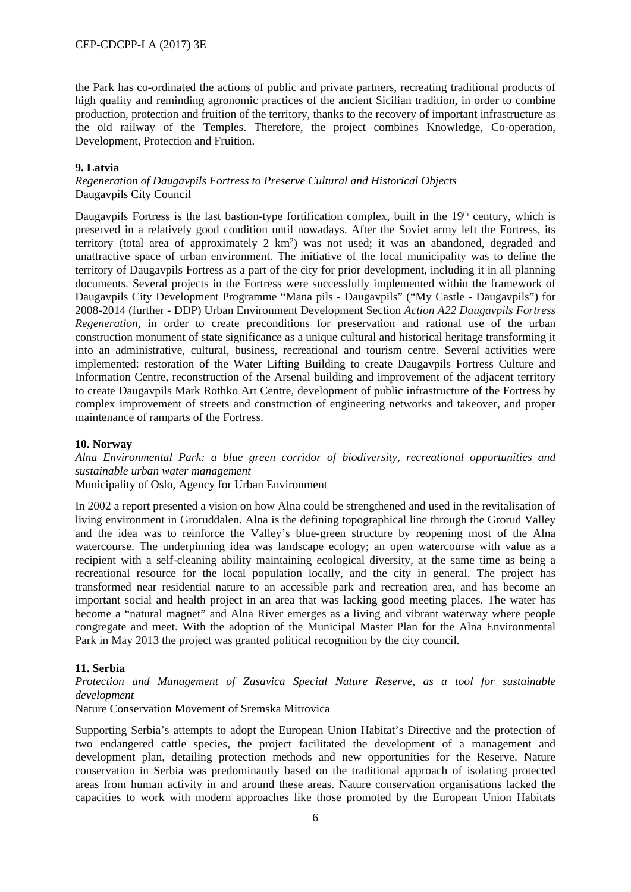the Park has co-ordinated the actions of public and private partners, recreating traditional products of high quality and reminding agronomic practices of the ancient Sicilian tradition, in order to combine production, protection and fruition of the territory, thanks to the recovery of important infrastructure as the old railway of the Temples. Therefore, the project combines Knowledge, Co-operation, Development, Protection and Fruition.

**9. Latvia**

*Regeneration of Daugavpils Fortress to Preserve Cultural and Historical Objects*
Daugavpils City Council

Daugavpils Fortress is the last bastion-type fortification complex, built in the 19th century, which is preserved in a relatively good condition until nowadays. After the Soviet army left the Fortress, its territory (total area of approximately 2 km$^2$) was not used; it was an abandoned, degraded and unattractive space of urban environment. The initiative of the local municipality was to define the territory of Daugavpils Fortress as a part of the city for prior development, including it in all planning documents. Several projects in the Fortress were successfully implemented within the framework of Daugavpils City Development Programme "Mana pils - Daugavpils" ("My Castle - Daugavpils") for 2008-2014 (further - DDP) Urban Environment Development Section *Action A22 Daugavpils Fortress Regeneration*, in order to create preconditions for preservation and rational use of the urban construction monument of state significance as a unique cultural and historical heritage transforming it into an administrative, cultural, business, recreational and tourism centre. Several activities were implemented: restoration of the Water Lifting Building to create Daugavpils Fortress Culture and Information Centre, reconstruction of the Arsenal building and improvement of the adjacent territory to create Daugavpils Mark Rothko Art Centre, development of public infrastructure of the Fortress by complex improvement of streets and construction of engineering networks and takeover, and proper maintenance of ramparts of the Fortress.

**10. Norway**

*Alna Environmental Park: a blue green corridor of biodiversity, recreational opportunities and sustainable urban water management*
Municipality of Oslo, Agency for Urban Environment

In 2002 a report presented a vision on how Alna could be strengthened and used in the revitalisation of living environment in Groruddalen. Alna is the defining topographical line through the Grorud Valley and the idea was to reinforce the Valley's blue-green structure by reopening most of the Alna watercourse. The underpinning idea was landscape ecology; an open watercourse with value as a recipient with a self-cleaning ability maintaining ecological diversity, at the same time as being a recreational resource for the local population locally, and the city in general. The project has transformed near residential nature to an accessible park and recreation area, and has become an important social and health project in an area that was lacking good meeting places. The water has become a "natural magnet" and Alna River emerges as a living and vibrant waterway where people congregate and meet. With the adoption of the Municipal Master Plan for the Alna Environmental Park in May 2013 the project was granted political recognition by the city council.

**11. Serbia**

*Protection and Management of Zasavica Special Nature Reserve, as a tool for sustainable development*
Nature Conservation Movement of Sremska Mitrovica

Supporting Serbia's attempts to adopt the European Union Habitat's Directive and the protection of two endangered cattle species, the project facilitated the development of a management and development plan, detailing protection methods and new opportunities for the Reserve. Nature conservation in Serbia was predominantly based on the traditional approach of isolating protected areas from human activity in and around these areas. Nature conservation organisations lacked the capacities to work with modern approaches like those promoted by the European Union Habitats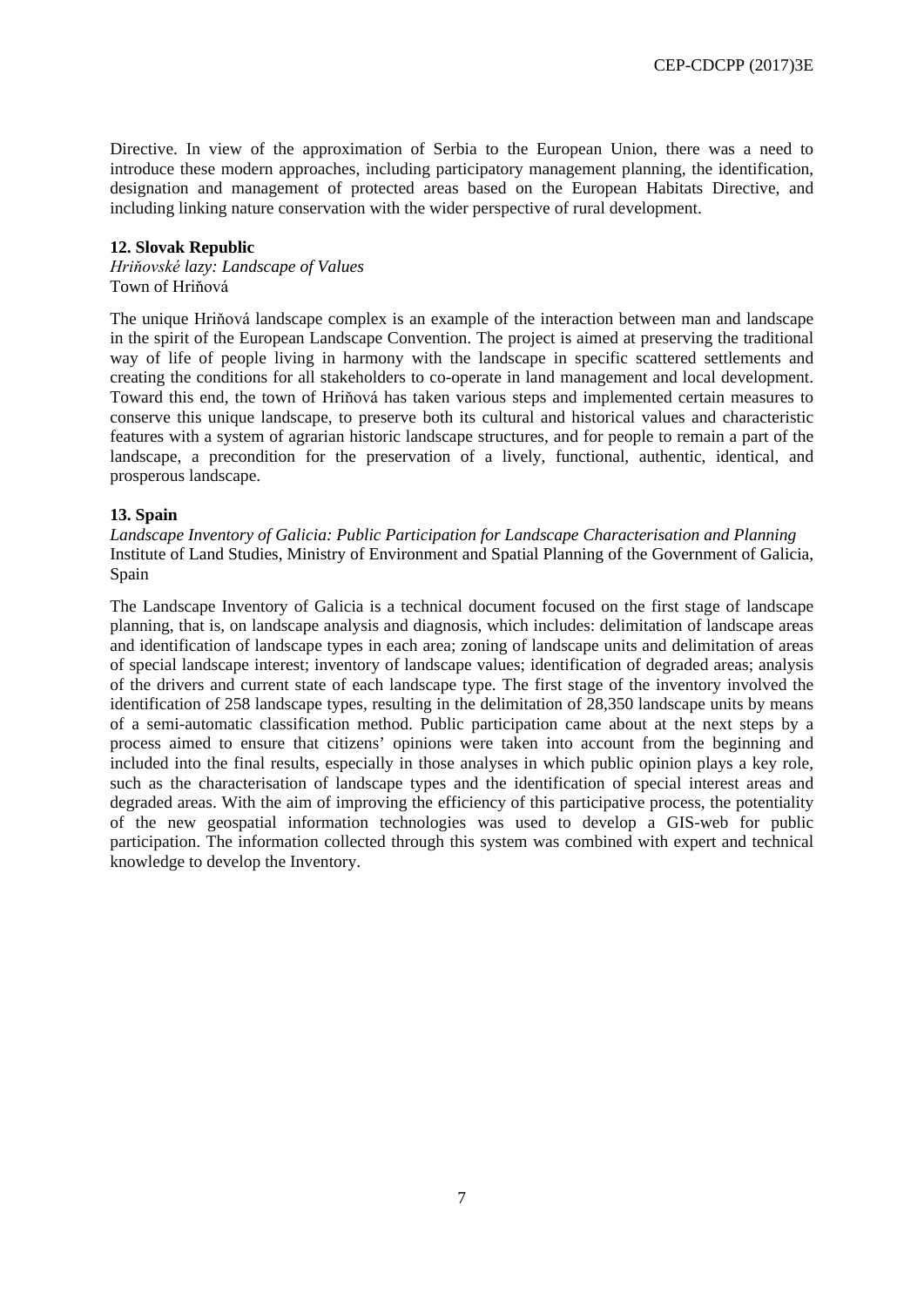Directive. In view of the approximation of Serbia to the European Union, there was a need to introduce these modern approaches, including participatory management planning, the identification, designation and management of protected areas based on the European Habitats Directive, and including linking nature conservation with the wider perspective of rural development.

**12. Slovak Republic**

*Hriňovské lazy: Landscape of Values*

Town of Hriňová

The unique Hriňová landscape complex is an example of the interaction between man and landscape in the spirit of the European Landscape Convention. The project is aimed at preserving the traditional way of life of people living in harmony with the landscape in specific scattered settlements and creating the conditions for all stakeholders to co-operate in land management and local development. Toward this end, the town of Hriňová has taken various steps and implemented certain measures to conserve this unique landscape, to preserve both its cultural and historical values and characteristic features with a system of agrarian historic landscape structures, and for people to remain a part of the landscape, a precondition for the preservation of a lively, functional, authentic, identical, and prosperous landscape.

**13. Spain**

*Landscape Inventory of Galicia: Public Participation for Landscape Characterisation and Planning*

Institute of Land Studies, Ministry of Environment and Spatial Planning of the Government of Galicia, Spain

The Landscape Inventory of Galicia is a technical document focused on the first stage of landscape planning, that is, on landscape analysis and diagnosis, which includes: delimitation of landscape areas and identification of landscape types in each area; zoning of landscape units and delimitation of areas of special landscape interest; inventory of landscape values; identification of degraded areas; analysis of the drivers and current state of each landscape type. The first stage of the inventory involved the identification of 258 landscape types, resulting in the delimitation of 28,350 landscape units by means of a semi-automatic classification method. Public participation came about at the next steps by a process aimed to ensure that citizens' opinions were taken into account from the beginning and included into the final results, especially in those analyses in which public opinion plays a key role, such as the characterisation of landscape types and the identification of special interest areas and degraded areas. With the aim of improving the efficiency of this participative process, the potentiality of the new geospatial information technologies was used to develop a GIS-web for public participation. The information collected through this system was combined with expert and technical knowledge to develop the Inventory.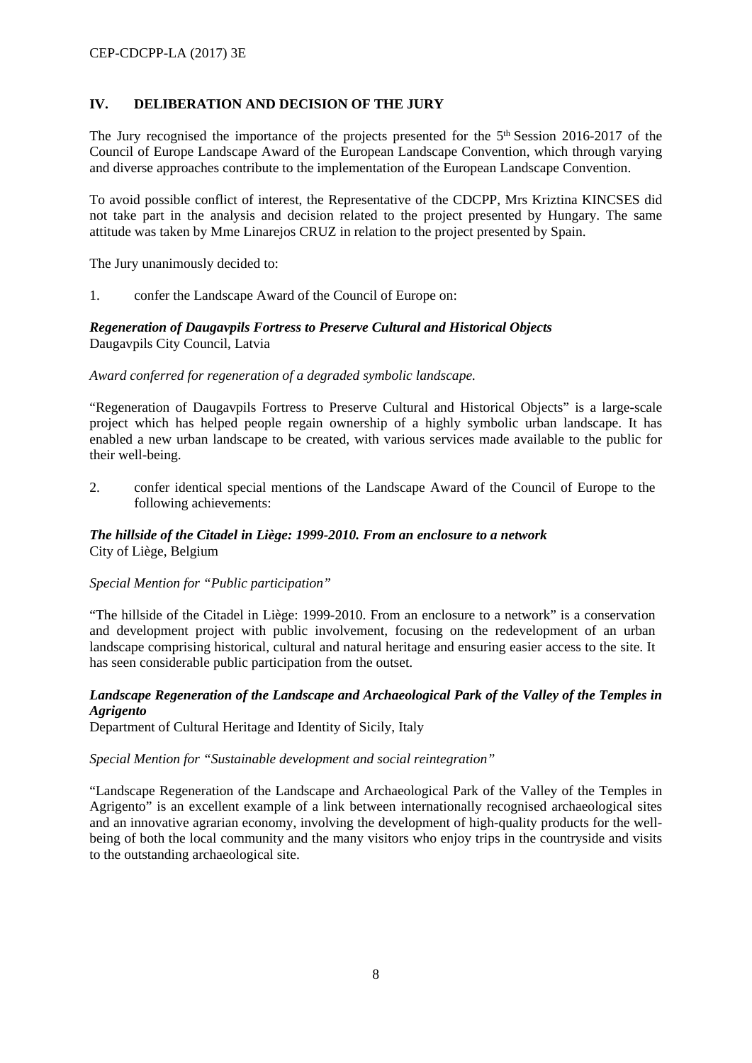## IV. DELIBERATION AND DECISION OF THE JURY

The Jury recognised the importance of the projects presented for the 5th Session 2016-2017 of the Council of Europe Landscape Award of the European Landscape Convention, which through varying and diverse approaches contribute to the implementation of the European Landscape Convention.

To avoid possible conflict of interest, the Representative of the CDCPP, Mrs Kriztina KINCSES did not take part in the analysis and decision related to the project presented by Hungary. The same attitude was taken by Mme Linarejos CRUZ in relation to the project presented by Spain.

The Jury unanimously decided to:

1. confer the Landscape Award of the Council of Europe on:

***Regeneration of Daugavpils Fortress to Preserve Cultural and Historical Objects***
Daugavpils City Council, Latvia

*Award conferred for regeneration of a degraded symbolic landscape.*

"Regeneration of Daugavpils Fortress to Preserve Cultural and Historical Objects" is a large-scale project which has helped people regain ownership of a highly symbolic urban landscape. It has enabled a new urban landscape to be created, with various services made available to the public for their well-being.

2. confer identical special mentions of the Landscape Award of the Council of Europe to the following achievements:

***The hillside of the Citadel in Liège: 1999-2010. From an enclosure to a network***
City of Liège, Belgium

*Special Mention for "Public participation"*

"The hillside of the Citadel in Liège: 1999-2010. From an enclosure to a network" is a conservation and development project with public involvement, focusing on the redevelopment of an urban landscape comprising historical, cultural and natural heritage and ensuring easier access to the site. It has seen considerable public participation from the outset.

***Landscape Regeneration of the Landscape and Archaeological Park of the Valley of the Temples in Agrigento***
Department of Cultural Heritage and Identity of Sicily, Italy

*Special Mention for "Sustainable development and social reintegration"*

"Landscape Regeneration of the Landscape and Archaeological Park of the Valley of the Temples in Agrigento" is an excellent example of a link between internationally recognised archaeological sites and an innovative agrarian economy, involving the development of high-quality products for the well-being of both the local community and the many visitors who enjoy trips in the countryside and visits to the outstanding archaeological site.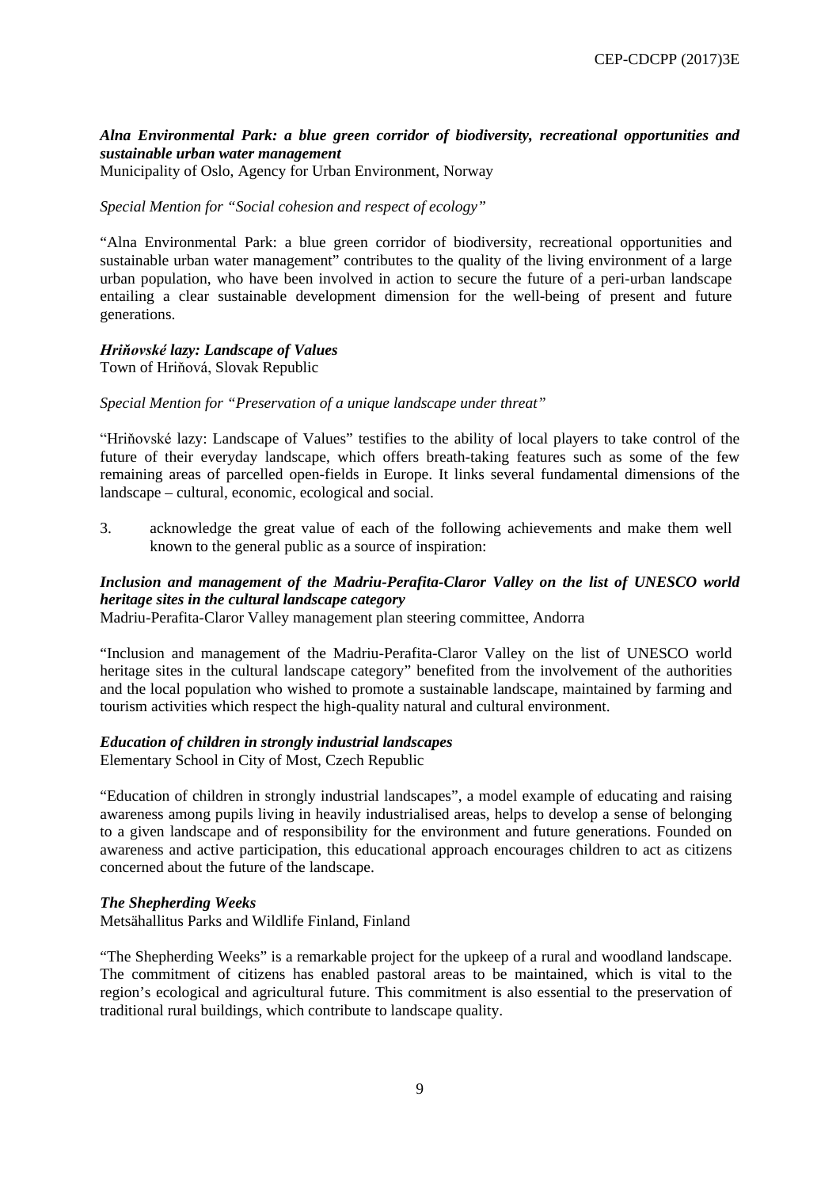***Alna Environmental Park: a blue green corridor of biodiversity, recreational opportunities and sustainable urban water management***
Municipality of Oslo, Agency for Urban Environment, Norway

*Special Mention for "Social cohesion and respect of ecology"*

"Alna Environmental Park: a blue green corridor of biodiversity, recreational opportunities and sustainable urban water management" contributes to the quality of the living environment of a large urban population, who have been involved in action to secure the future of a peri-urban landscape entailing a clear sustainable development dimension for the well-being of present and future generations.

***Hriňovské lazy: Landscape of Values***
Town of Hriňová, Slovak Republic

*Special Mention for "Preservation of a unique landscape under threat"*

"Hriňovské lazy: Landscape of Values" testifies to the ability of local players to take control of the future of their everyday landscape, which offers breath-taking features such as some of the few remaining areas of parcelled open-fields in Europe. It links several fundamental dimensions of the landscape – cultural, economic, ecological and social.

3. acknowledge the great value of each of the following achievements and make them well known to the general public as a source of inspiration:

***Inclusion and management of the Madriu-Perafita-Claror Valley on the list of UNESCO world heritage sites in the cultural landscape category***
Madriu-Perafita-Claror Valley management plan steering committee, Andorra

"Inclusion and management of the Madriu-Perafita-Claror Valley on the list of UNESCO world heritage sites in the cultural landscape category" benefited from the involvement of the authorities and the local population who wished to promote a sustainable landscape, maintained by farming and tourism activities which respect the high-quality natural and cultural environment.

***Education of children in strongly industrial landscapes***
Elementary School in City of Most, Czech Republic

"Education of children in strongly industrial landscapes", a model example of educating and raising awareness among pupils living in heavily industrialised areas, helps to develop a sense of belonging to a given landscape and of responsibility for the environment and future generations. Founded on awareness and active participation, this educational approach encourages children to act as citizens concerned about the future of the landscape.

***The Shepherding Weeks***
Metsähallitus Parks and Wildlife Finland, Finland

"The Shepherding Weeks" is a remarkable project for the upkeep of a rural and woodland landscape. The commitment of citizens has enabled pastoral areas to be maintained, which is vital to the region's ecological and agricultural future. This commitment is also essential to the preservation of traditional rural buildings, which contribute to landscape quality.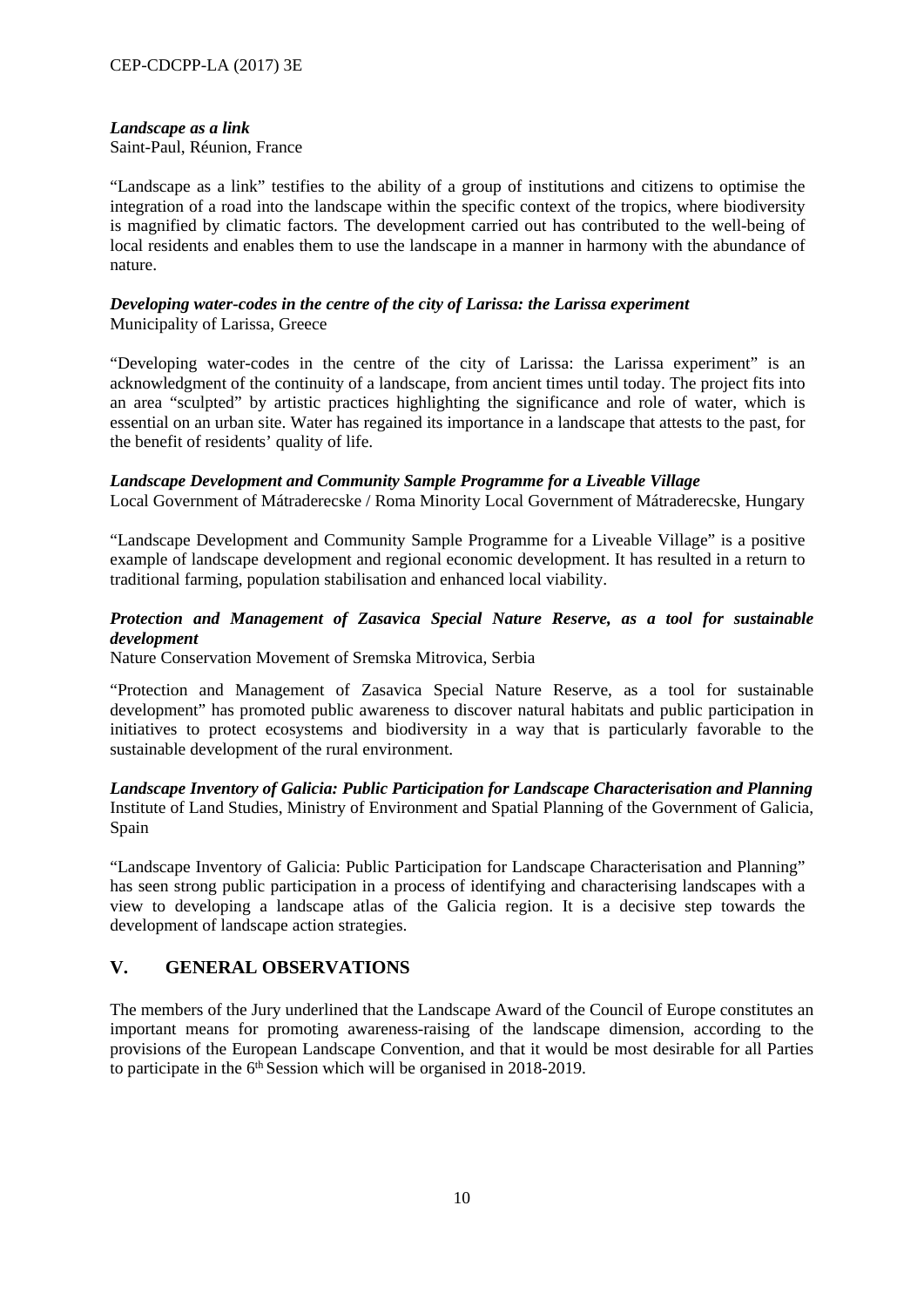***Landscape as a link***
Saint-Paul, Réunion, France

"Landscape as a link" testifies to the ability of a group of institutions and citizens to optimise the integration of a road into the landscape within the specific context of the tropics, where biodiversity is magnified by climatic factors. The development carried out has contributed to the well-being of local residents and enables them to use the landscape in a manner in harmony with the abundance of nature.

***Developing water-codes in the centre of the city of Larissa: the Larissa experiment***
Municipality of Larissa, Greece

"Developing water-codes in the centre of the city of Larissa: the Larissa experiment" is an acknowledgment of the continuity of a landscape, from ancient times until today. The project fits into an area "sculpted" by artistic practices highlighting the significance and role of water, which is essential on an urban site. Water has regained its importance in a landscape that attests to the past, for the benefit of residents' quality of life.

***Landscape Development and Community Sample Programme for a Liveable Village***
Local Government of Mátraderecske / Roma Minority Local Government of Mátraderecske, Hungary

"Landscape Development and Community Sample Programme for a Liveable Village" is a positive example of landscape development and regional economic development. It has resulted in a return to traditional farming, population stabilisation and enhanced local viability.

***Protection and Management of Zasavica Special Nature Reserve, as a tool for sustainable development***
Nature Conservation Movement of Sremska Mitrovica, Serbia

"Protection and Management of Zasavica Special Nature Reserve, as a tool for sustainable development" has promoted public awareness to discover natural habitats and public participation in initiatives to protect ecosystems and biodiversity in a way that is particularly favorable to the sustainable development of the rural environment.

***Landscape Inventory of Galicia: Public Participation for Landscape Characterisation and Planning***
Institute of Land Studies, Ministry of Environment and Spatial Planning of the Government of Galicia, Spain

"Landscape Inventory of Galicia: Public Participation for Landscape Characterisation and Planning" has seen strong public participation in a process of identifying and characterising landscapes with a view to developing a landscape atlas of the Galicia region. It is a decisive step towards the development of landscape action strategies.

## V. GENERAL OBSERVATIONS

The members of the Jury underlined that the Landscape Award of the Council of Europe constitutes an important means for promoting awareness-raising of the landscape dimension, according to the provisions of the European Landscape Convention, and that it would be most desirable for all Parties to participate in the 6th Session which will be organised in 2018-2019.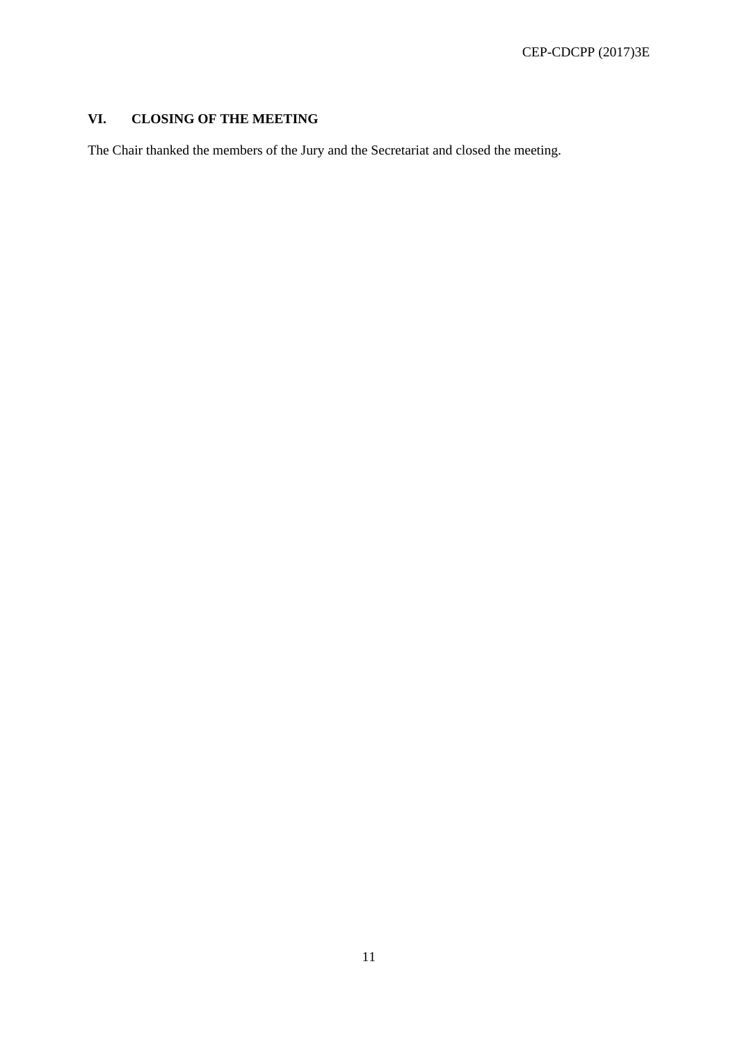## VI. CLOSING OF THE MEETING

The Chair thanked the members of the Jury and the Secretariat and closed the meeting.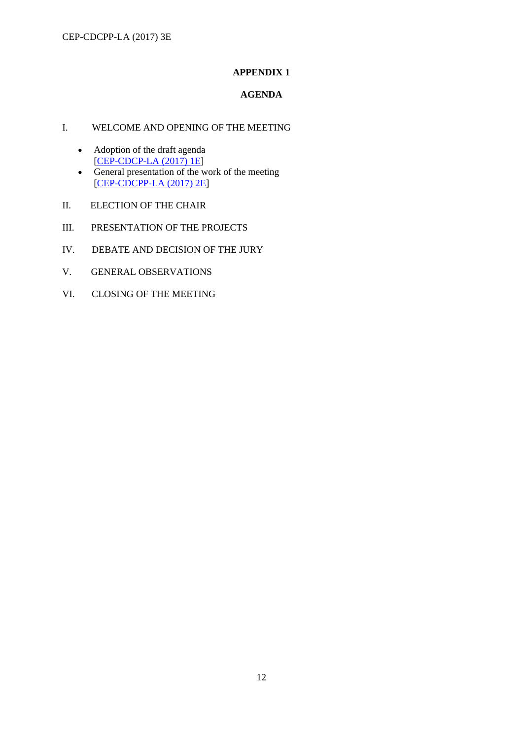## APPENDIX 1

## AGENDA

I. WELCOME AND OPENING OF THE MEETING

- Adoption of the draft agenda [CEP-CDCP-LA (2017) 1E]
- General presentation of the work of the meeting [CEP-CDCPP-LA (2017) 2E]

II. ELECTION OF THE CHAIR

III. PRESENTATION OF THE PROJECTS

IV. DEBATE AND DECISION OF THE JURY

V. GENERAL OBSERVATIONS

VI. CLOSING OF THE MEETING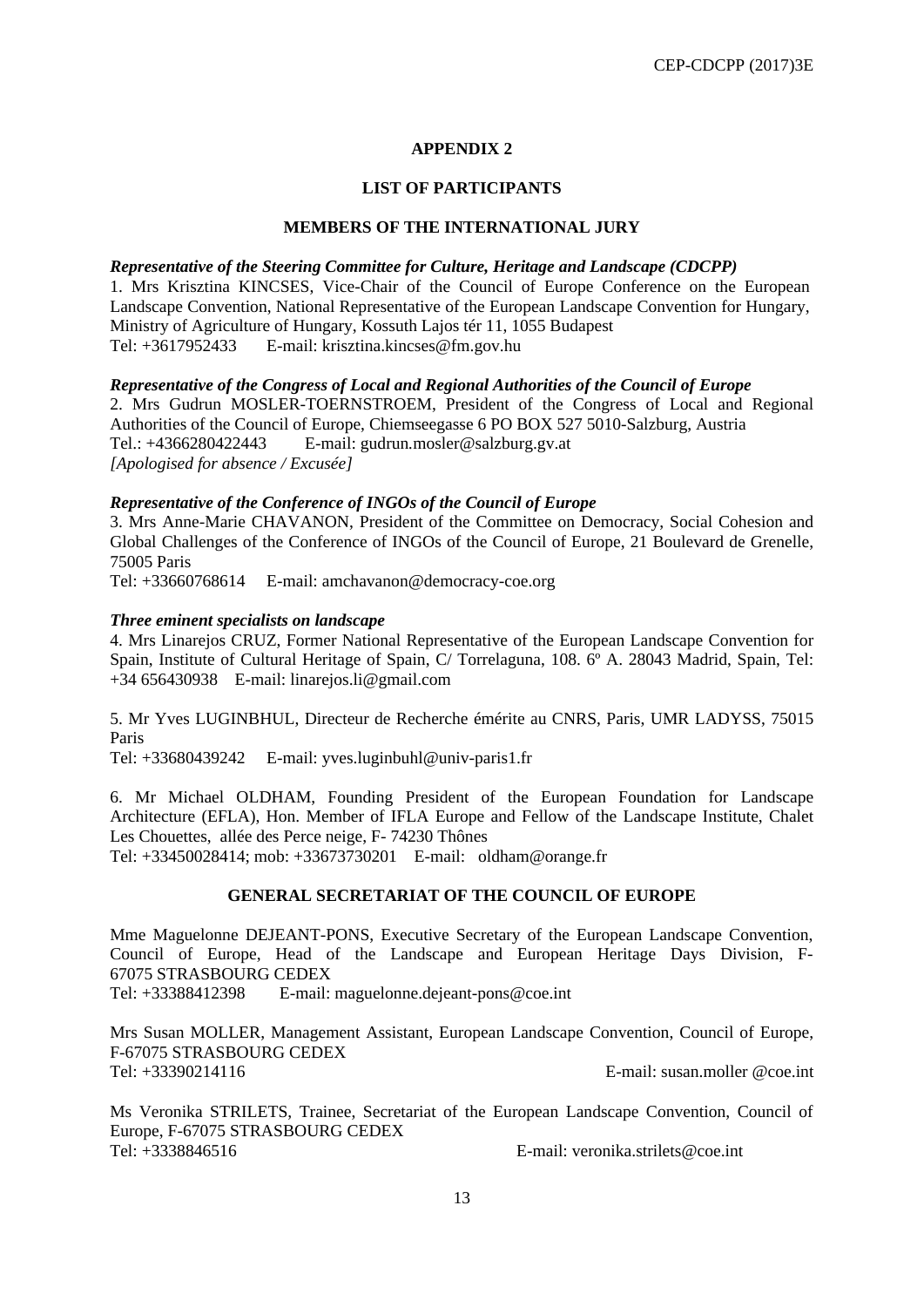## APPENDIX 2

## LIST OF PARTICIPANTS

### MEMBERS OF THE INTERNATIONAL JURY

***Representative of the Steering Committee for Culture, Heritage and Landscape (CDCPP)***

1. Mrs Krisztina KINCSES, Vice-Chair of the Council of Europe Conference on the European Landscape Convention, National Representative of the European Landscape Convention for Hungary, Ministry of Agriculture of Hungary, Kossuth Lajos tér 11, 1055 Budapest
Tel: +3617952433 E-mail: krisztina.kincses@fm.gov.hu

***Representative of the Congress of Local and Regional Authorities of the Council of Europe***

2. Mrs Gudrun MOSLER-TOERNSTROEM, President of the Congress of Local and Regional Authorities of the Council of Europe, Chiemseegasse 6 PO BOX 527 5010-Salzburg, Austria
Tel.: +4366280422443 E-mail: gudrun.mosler@salzburg.gv.at
*[Apologised for absence / Excusée]*

***Representative of the Conference of INGOs of the Council of Europe***

3. Mrs Anne-Marie CHAVANON, President of the Committee on Democracy, Social Cohesion and Global Challenges of the Conference of INGOs of the Council of Europe, 21 Boulevard de Grenelle, 75005 Paris
Tel: +33660768614 E-mail: amchavanon@democracy-coe.org

***Three eminent specialists on landscape***

4. Mrs Linarejos CRUZ, Former National Representative of the European Landscape Convention for Spain, Institute of Cultural Heritage of Spain, C/ Torrelaguna, 108. 6º A. 28043 Madrid, Spain, Tel: +34 656430938 E-mail: linarejos.li@gmail.com

5. Mr Yves LUGINBHUL, Directeur de Recherche émérite au CNRS, Paris, UMR LADYSS, 75015 Paris
Tel: +33680439242 E-mail: yves.luginbuhl@univ-paris1.fr

6. Mr Michael OLDHAM, Founding President of the European Foundation for Landscape Architecture (EFLA), Hon. Member of IFLA Europe and Fellow of the Landscape Institute, Chalet Les Chouettes, allée des Perce neige, F- 74230 Thônes
Tel: +33450028414; mob: +33673730201 E-mail: oldham@orange.fr

### GENERAL SECRETARIAT OF THE COUNCIL OF EUROPE

Mme Maguelonne DEJEANT-PONS, Executive Secretary of the European Landscape Convention, Council of Europe, Head of the Landscape and European Heritage Days Division, F-67075 STRASBOURG CEDEX
Tel: +33388412398 E-mail: maguelonne.dejeant-pons@coe.int

Mrs Susan MOLLER, Management Assistant, European Landscape Convention, Council of Europe, F-67075 STRASBOURG CEDEX
Tel: +33390214116 E-mail: susan.moller @coe.int

Ms Veronika STRILETS, Trainee, Secretariat of the European Landscape Convention, Council of Europe, F-67075 STRASBOURG CEDEX
Tel: +3338846516 E-mail: veronika.strilets@coe.int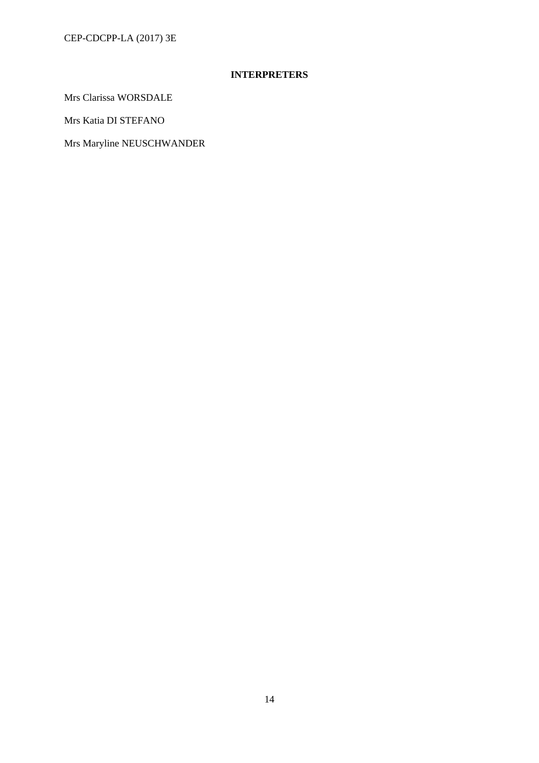**INTERPRETERS**

Mrs Clarissa WORSDALE

Mrs Katia DI STEFANO

Mrs Maryline NEUSCHWANDER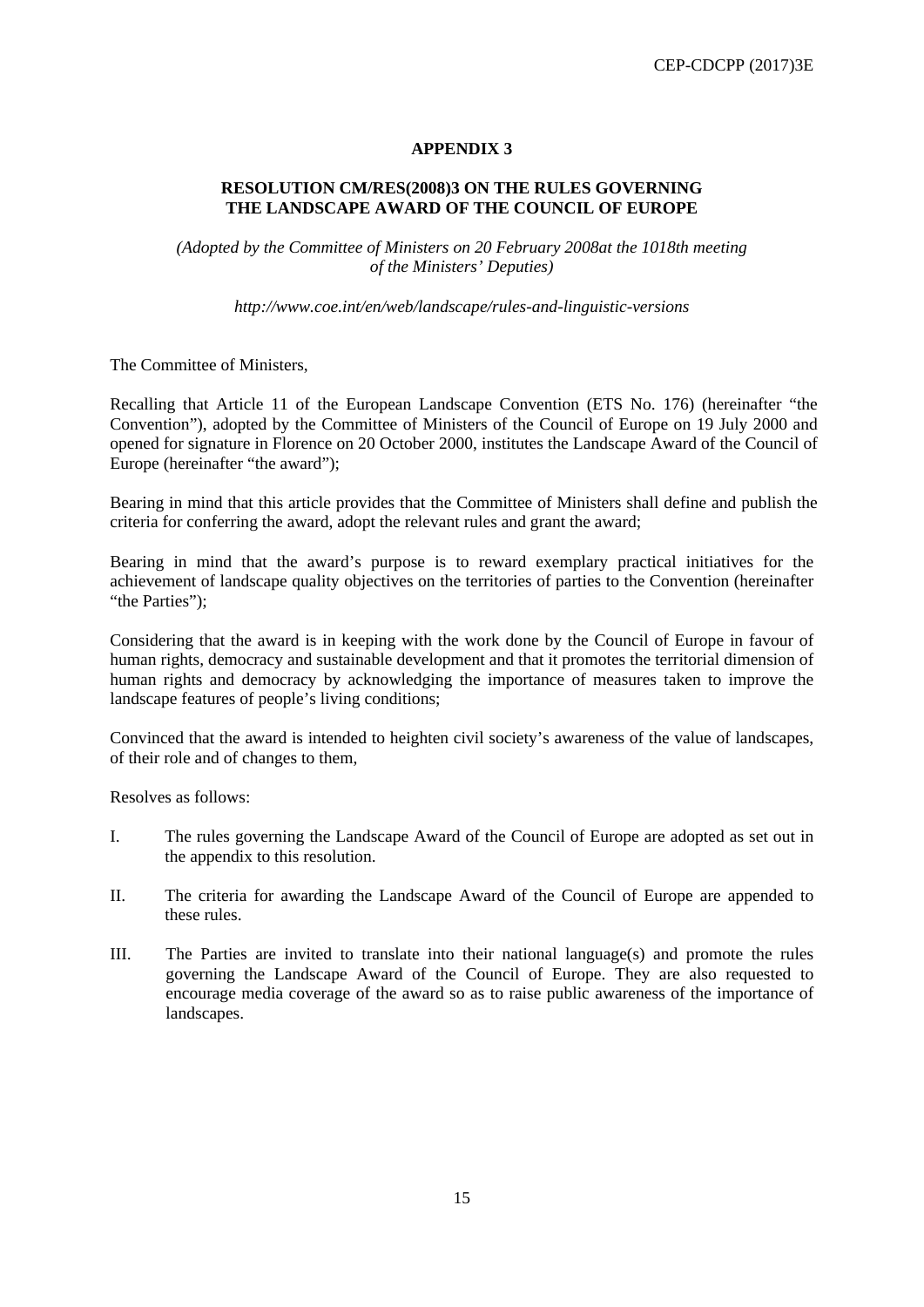## APPENDIX 3

### RESOLUTION CM/RES(2008)3 ON THE RULES GOVERNING THE LANDSCAPE AWARD OF THE COUNCIL OF EUROPE

*(Adopted by the Committee of Ministers on 20 February 2008at the 1018th meeting of the Ministers' Deputies)*

*http://www.coe.int/en/web/landscape/rules-and-linguistic-versions*

The Committee of Ministers,

Recalling that Article 11 of the European Landscape Convention (ETS No. 176) (hereinafter "the Convention"), adopted by the Committee of Ministers of the Council of Europe on 19 July 2000 and opened for signature in Florence on 20 October 2000, institutes the Landscape Award of the Council of Europe (hereinafter "the award");

Bearing in mind that this article provides that the Committee of Ministers shall define and publish the criteria for conferring the award, adopt the relevant rules and grant the award;

Bearing in mind that the award's purpose is to reward exemplary practical initiatives for the achievement of landscape quality objectives on the territories of parties to the Convention (hereinafter "the Parties");

Considering that the award is in keeping with the work done by the Council of Europe in favour of human rights, democracy and sustainable development and that it promotes the territorial dimension of human rights and democracy by acknowledging the importance of measures taken to improve the landscape features of people's living conditions;

Convinced that the award is intended to heighten civil society's awareness of the value of landscapes, of their role and of changes to them,

Resolves as follows:

I. The rules governing the Landscape Award of the Council of Europe are adopted as set out in the appendix to this resolution.

II. The criteria for awarding the Landscape Award of the Council of Europe are appended to these rules.

III. The Parties are invited to translate into their national language(s) and promote the rules governing the Landscape Award of the Council of Europe. They are also requested to encourage media coverage of the award so as to raise public awareness of the importance of landscapes.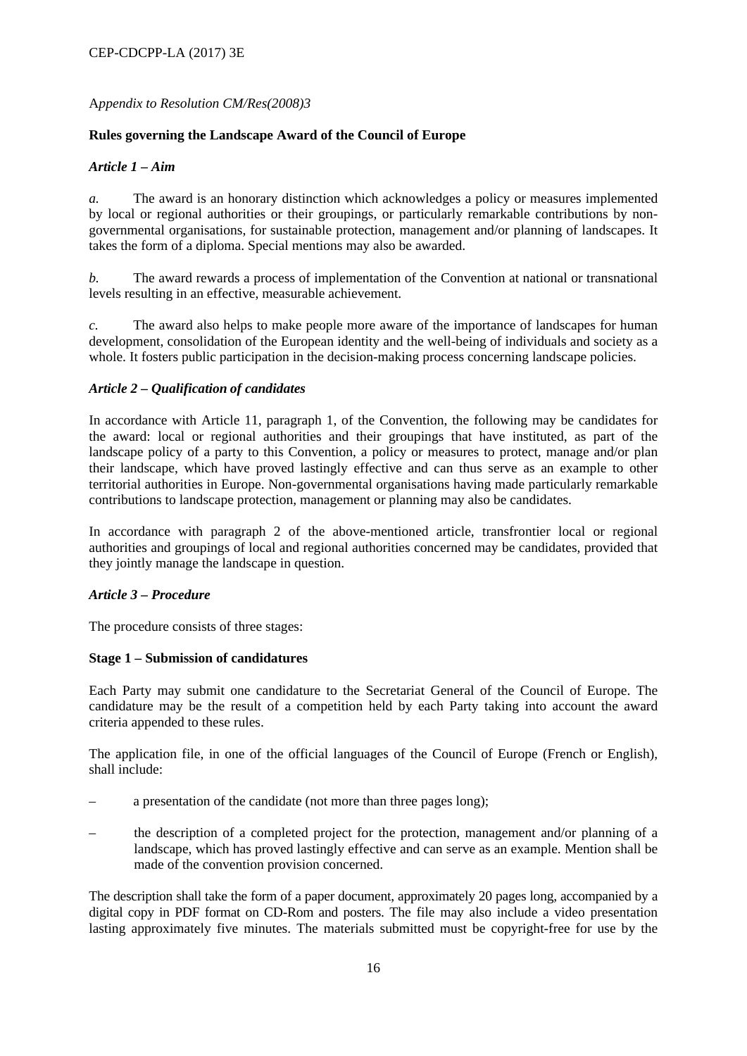*Appendix to Resolution CM/Res(2008)3*

**Rules governing the Landscape Award of the Council of Europe**

***Article 1 – Aim***

*a.* The award is an honorary distinction which acknowledges a policy or measures implemented by local or regional authorities or their groupings, or particularly remarkable contributions by non-governmental organisations, for sustainable protection, management and/or planning of landscapes. It takes the form of a diploma. Special mentions may also be awarded.

*b.* The award rewards a process of implementation of the Convention at national or transnational levels resulting in an effective, measurable achievement.

*c.* The award also helps to make people more aware of the importance of landscapes for human development, consolidation of the European identity and the well-being of individuals and society as a whole. It fosters public participation in the decision-making process concerning landscape policies.

***Article 2 – Qualification of candidates***

In accordance with Article 11, paragraph 1, of the Convention, the following may be candidates for the award: local or regional authorities and their groupings that have instituted, as part of the landscape policy of a party to this Convention, a policy or measures to protect, manage and/or plan their landscape, which have proved lastingly effective and can thus serve as an example to other territorial authorities in Europe. Non-governmental organisations having made particularly remarkable contributions to landscape protection, management or planning may also be candidates.

In accordance with paragraph 2 of the above-mentioned article, transfrontier local or regional authorities and groupings of local and regional authorities concerned may be candidates, provided that they jointly manage the landscape in question.

***Article 3 – Procedure***

The procedure consists of three stages:

**Stage 1 – Submission of candidatures**

Each Party may submit one candidature to the Secretariat General of the Council of Europe. The candidature may be the result of a competition held by each Party taking into account the award criteria appended to these rules.

The application file, in one of the official languages of the Council of Europe (French or English), shall include:

– a presentation of the candidate (not more than three pages long);

– the description of a completed project for the protection, management and/or planning of a landscape, which has proved lastingly effective and can serve as an example. Mention shall be made of the convention provision concerned.

The description shall take the form of a paper document, approximately 20 pages long, accompanied by a digital copy in PDF format on CD-Rom and posters. The file may also include a video presentation lasting approximately five minutes. The materials submitted must be copyright-free for use by the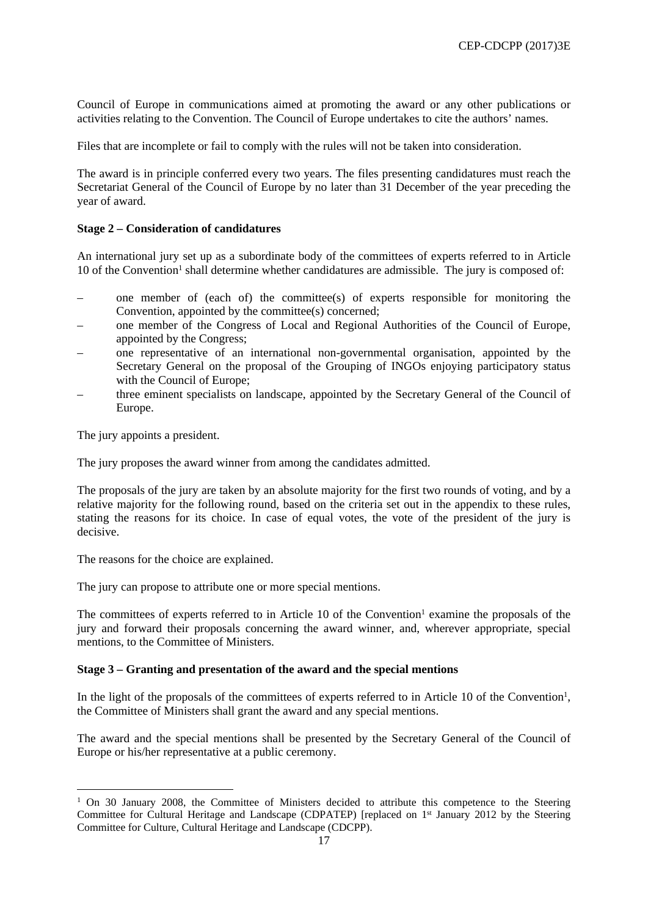Council of Europe in communications aimed at promoting the award or any other publications or activities relating to the Convention. The Council of Europe undertakes to cite the authors' names.

Files that are incomplete or fail to comply with the rules will not be taken into consideration.

The award is in principle conferred every two years. The files presenting candidatures must reach the Secretariat General of the Council of Europe by no later than 31 December of the year preceding the year of award.

**Stage 2 – Consideration of candidatures**

An international jury set up as a subordinate body of the committees of experts referred to in Article 10 of the Convention[1] shall determine whether candidatures are admissible. The jury is composed of:

– one member of (each of) the committee(s) of experts responsible for monitoring the Convention, appointed by the committee(s) concerned;
– one member of the Congress of Local and Regional Authorities of the Council of Europe, appointed by the Congress;
– one representative of an international non-governmental organisation, appointed by the Secretary General on the proposal of the Grouping of INGOs enjoying participatory status with the Council of Europe;
– three eminent specialists on landscape, appointed by the Secretary General of the Council of Europe.

The jury appoints a president.

The jury proposes the award winner from among the candidates admitted.

The proposals of the jury are taken by an absolute majority for the first two rounds of voting, and by a relative majority for the following round, based on the criteria set out in the appendix to these rules, stating the reasons for its choice. In case of equal votes, the vote of the president of the jury is decisive.

The reasons for the choice are explained.

The jury can propose to attribute one or more special mentions.

The committees of experts referred to in Article 10 of the Convention[1] examine the proposals of the jury and forward their proposals concerning the award winner, and, wherever appropriate, special mentions, to the Committee of Ministers.

**Stage 3 – Granting and presentation of the award and the special mentions**

In the light of the proposals of the committees of experts referred to in Article 10 of the Convention[1], the Committee of Ministers shall grant the award and any special mentions.

The award and the special mentions shall be presented by the Secretary General of the Council of Europe or his/her representative at a public ceremony.

[1] On 30 January 2008, the Committee of Ministers decided to attribute this competence to the Steering Committee for Cultural Heritage and Landscape (CDPATEP) [replaced on 1st January 2012 by the Steering Committee for Culture, Cultural Heritage and Landscape (CDCPP).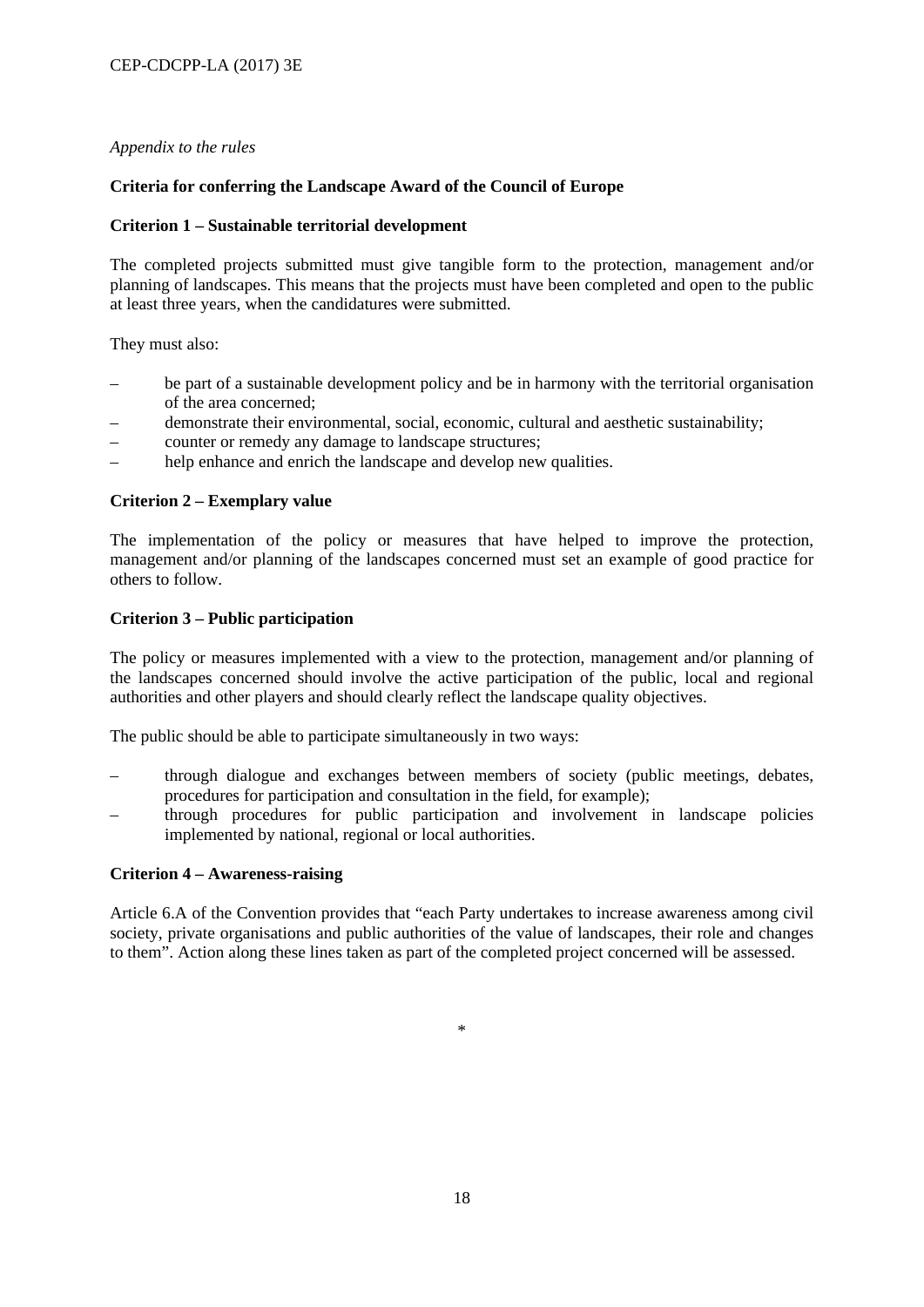*Appendix to the rules*

**Criteria for conferring the Landscape Award of the Council of Europe**

**Criterion 1 – Sustainable territorial development**

The completed projects submitted must give tangible form to the protection, management and/or planning of landscapes. This means that the projects must have been completed and open to the public at least three years, when the candidatures were submitted.

They must also:

- be part of a sustainable development policy and be in harmony with the territorial organisation of the area concerned;
- demonstrate their environmental, social, economic, cultural and aesthetic sustainability;
- counter or remedy any damage to landscape structures;
- help enhance and enrich the landscape and develop new qualities.

**Criterion 2 – Exemplary value**

The implementation of the policy or measures that have helped to improve the protection, management and/or planning of the landscapes concerned must set an example of good practice for others to follow.

**Criterion 3 – Public participation**

The policy or measures implemented with a view to the protection, management and/or planning of the landscapes concerned should involve the active participation of the public, local and regional authorities and other players and should clearly reflect the landscape quality objectives.

The public should be able to participate simultaneously in two ways:

- through dialogue and exchanges between members of society (public meetings, debates, procedures for participation and consultation in the field, for example);
- through procedures for public participation and involvement in landscape policies implemented by national, regional or local authorities.

**Criterion 4 – Awareness-raising**

Article 6.A of the Convention provides that "each Party undertakes to increase awareness among civil society, private organisations and public authorities of the value of landscapes, their role and changes to them". Action along these lines taken as part of the completed project concerned will be assessed.

*